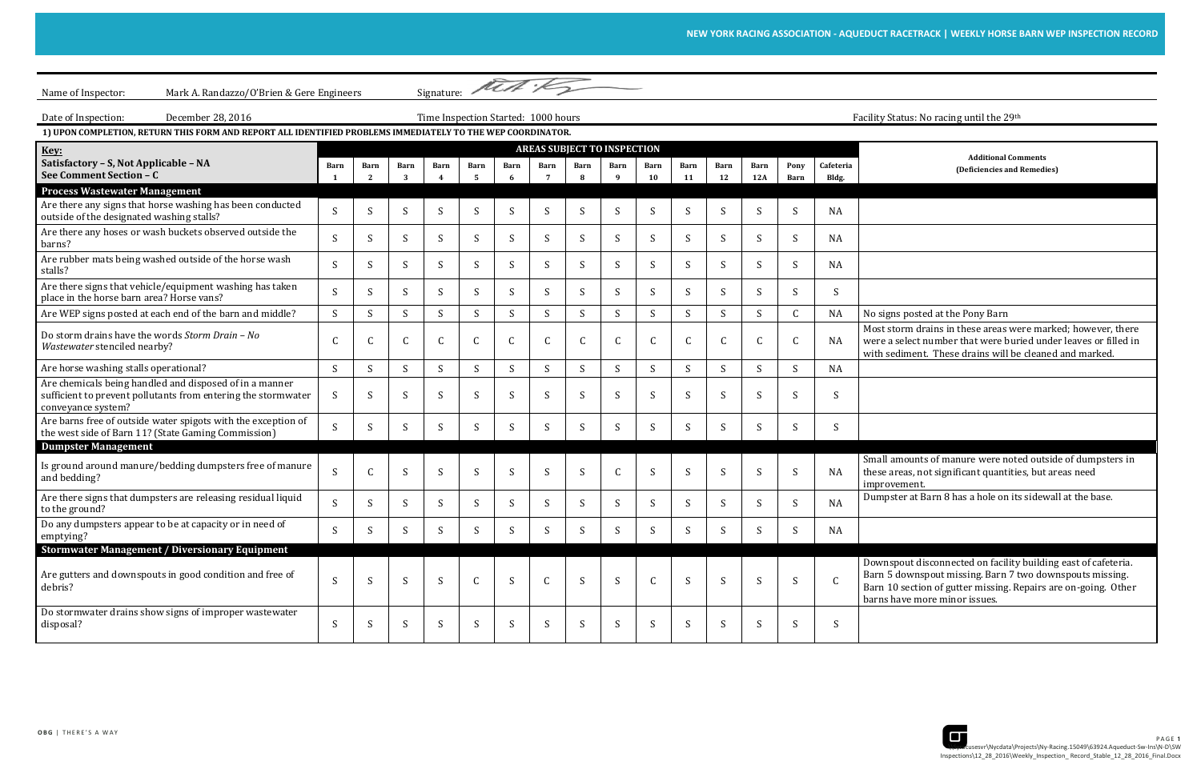# NEW YORK RACING ASSOCIATION - AQUEDUCT RACETRACK | WEEKLY HORSE BARN WEP INSPECTION RECORD

Name of Inspector: Mark A. Randazzo/O'Brien & Gere Engineers Signature:

Date of Inspection: December 28, 2016 Time Inspection Started: 1000 hours Facility Status: No racing until the 29th

**1) UPON COMPLETION, RETURN THIS FORM AND REPORT ALL IDENTIFIED PROBLEMS IMMEDIATELY TO THE WEP COORDINATOR.**

| **Key:** Satisfactory – S, Not Applicable – NA, See Comment Section – C | AREAS SUBJECT TO INSPECTION | | | | | | | | | | | | | | | Additional Comments (Deficiencies and Remedies) |
|---|---|---|---|---|---|---|---|---|---|---|---|---|---|---|---|---|
| | Barn 1 | Barn 2 | Barn 3 | Barn 4 | Barn 5 | Barn 6 | Barn 7 | Barn 8 | Barn 9 | Barn 10 | Barn 11 | Barn 12 | Barn 12A | Pony Barn | Cafeteria Bldg. | |
| **Process Wastewater Management** | | | | | | | | | | | | | | | | |
| Are there any signs that horse washing has been conducted outside of the designated washing stalls? | S | S | S | S | S | S | S | S | S | S | S | S | S | S | NA | |
| Are there any hoses or wash buckets observed outside the barns? | S | S | S | S | S | S | S | S | S | S | S | S | S | S | NA | |
| Are rubber mats being washed outside of the horse wash stalls? | S | S | S | S | S | S | S | S | S | S | S | S | S | S | NA | |
| Are there signs that vehicle/equipment washing has taken place in the horse barn area? Horse vans? | S | S | S | S | S | S | S | S | S | S | S | S | S | S | S | |
| Are WEP signs posted at each end of the barn and middle? | S | S | S | S | S | S | S | S | S | S | S | S | S | C | NA | No signs posted at the Pony Barn |
| Do storm drains have the words *Storm Drain – No Wastewater* stenciled nearby? | C | C | C | C | C | C | C | C | C | C | C | C | C | C | NA | Most storm drains in these areas were marked; however, there were a select number that were buried under leaves or filled in with sediment. These drains will be cleaned and marked. |
| Are horse washing stalls operational? | S | S | S | S | S | S | S | S | S | S | S | S | S | S | NA | |
| Are chemicals being handled and disposed of in a manner sufficient to prevent pollutants from entering the stormwater conveyance system? | S | S | S | S | S | S | S | S | S | S | S | S | S | S | S | |
| Are barns free of outside water spigots with the exception of the west side of Barn 11? (State Gaming Commission) | S | S | S | S | S | S | S | S | S | S | S | S | S | S | S | |
| **Dumpster Management** | | | | | | | | | | | | | | | | |
| Is ground around manure/bedding dumpsters free of manure and bedding? | S | C | S | S | S | S | S | S | C | S | S | S | S | S | NA | Small amounts of manure were noted outside of dumpsters in these areas, not significant quantities, but areas need improvement. |
| Are there signs that dumpsters are releasing residual liquid to the ground? | S | S | S | S | S | S | S | S | S | S | S | S | S | S | NA | Dumpster at Barn 8 has a hole on its sidewall at the base. |
| Do any dumpsters appear to be at capacity or in need of emptying? | S | S | S | S | S | S | S | S | S | S | S | S | S | S | NA | |
| **Stormwater Management / Diversionary Equipment** | | | | | | | | | | | | | | | | |
| Are gutters and downspouts in good condition and free of debris? | S | S | S | S | C | S | C | S | S | C | S | S | S | S | C | Downspout disconnected on facility building east of cafeteria. Barn 5 downspout missing. Barn 7 two downspouts missing. Barn 10 section of gutter missing. Repairs are on-going. Other barns have more minor issues. |
| Do stormwater drains show signs of improper wastewater disposal? | S | S | S | S | S | S | S | S | S | S | S | S | S | S | S | |

OBG | THERE'S A WAY

\\...cusesvr\Nycdata\Projects\Ny-Racing.15049\63924.Aqueduct-Sw-Ins\N-D\SW Inspections\12_28_2016\Weekly_Inspection_ Record_Stable_12_28_2016_Final.Docx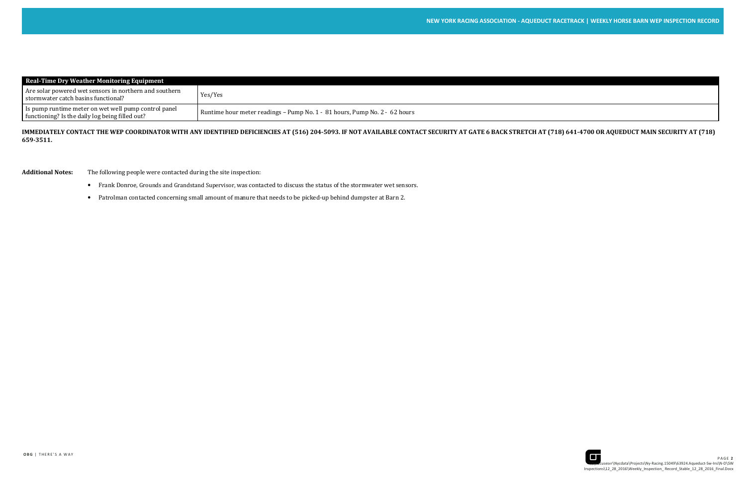| Real-Time Dry Weather Monitoring Equipment | |
|---|---|
| Are solar powered wet sensors in northern and southern stormwater catch basins functional? | Yes/Yes |
| Is pump runtime meter on wet well pump control panel functioning? Is the daily log being filled out? | Runtime hour meter readings – Pump No. 1 - 81 hours, Pump No. 2 - 62 hours |

**IMMEDIATELY CONTACT THE WEP COORDINATOR WITH ANY IDENTIFIED DEFICIENCIES AT (516) 204-5093. IF NOT AVAILABLE CONTACT SECURITY AT GATE 6 BACK STRETCH AT (718) 641-4700 OR AQUEDUCT MAIN SECURITY AT (718) 659-3511.**

**Additional Notes:** The following people were contacted during the site inspection:

- Frank Donroe, Grounds and Grandstand Supervisor, was contacted to discuss the status of the stormwater wet sensors.
- Patrolman contacted concerning small amount of manure that needs to be picked-up behind dumpster at Barn 2.